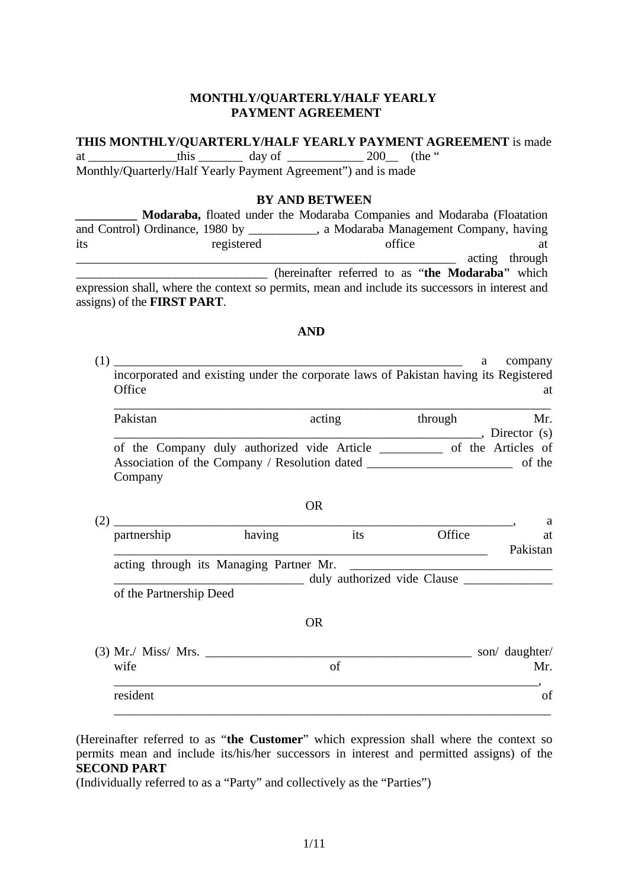**MONTHLY/QUARTERLY/HALF YEARLY PAYMENT AGREEMENT**

**THIS MONTHLY/QUARTERLY/HALF YEARLY PAYMENT AGREEMENT** is made at ______________this _______ day of ____________ 200__ (the " Monthly/Quarterly/Half Yearly Payment Agreement") and is made

**BY AND BETWEEN**

**__________ Modaraba,** floated under the Modaraba Companies and Modaraba (Floatation and Control) Ordinance, 1980 by ___________, a Modaraba Management Company, having its registered office at ________________________________________________________________ acting through ______________________________ (hereinafter referred to as "**the Modaraba"** which expression shall, where the context so permits, mean and include its successors in interest and assigns) of the **FIRST PART**.

**AND**

(1) ___________________________________________________________ a company incorporated and existing under the corporate laws of Pakistan having its Registered Office at ______________________________________________________________________ Pakistan acting through Mr. ______________________________________________________________, Director (s) of the Company duly authorized vide Article __________ of the Articles of Association of the Company / Resolution dated _______________________ of the Company

OR

(2) ____________________________________________________________________, a partnership having its Office at ________________________________________________________ Pakistan acting through its Managing Partner Mr. ________________________________ ______________________________ duly authorized vide Clause ______________ of the Partnership Deed

OR

(3) Mr./ Miss/ Mrs. ____________________________________________ son/ daughter/ wife of Mr. ______________________________________________________________________, resident of ______________________________________________________________________

(Hereinafter referred to as "**the Customer**" which expression shall where the context so permits mean and include its/his/her successors in interest and permitted assigns) of the **SECOND PART**

(Individually referred to as a "Party" and collectively as the "Parties")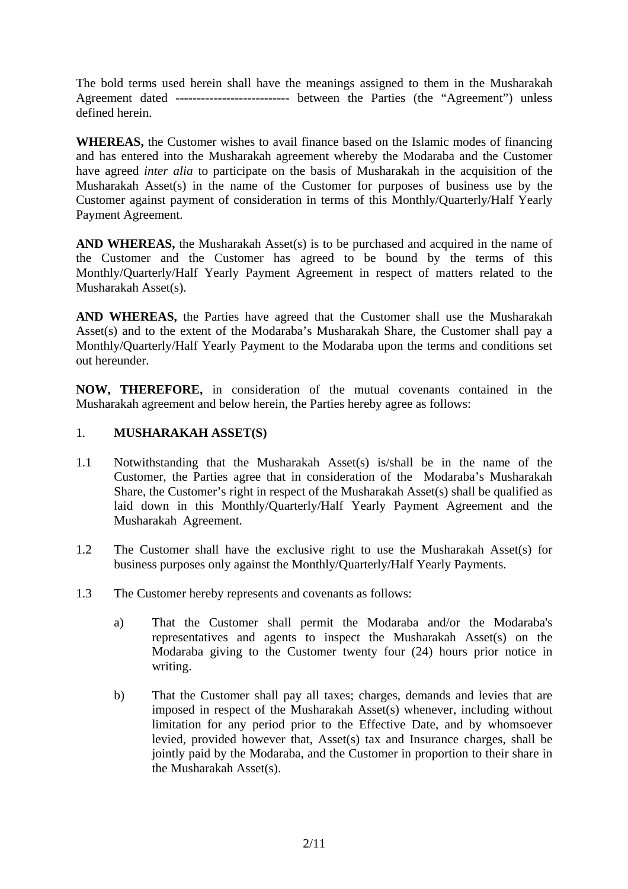The bold terms used herein shall have the meanings assigned to them in the Musharakah Agreement dated --------------------------- between the Parties (the "Agreement") unless defined herein.

**WHEREAS,** the Customer wishes to avail finance based on the Islamic modes of financing and has entered into the Musharakah agreement whereby the Modaraba and the Customer have agreed *inter alia* to participate on the basis of Musharakah in the acquisition of the Musharakah Asset(s) in the name of the Customer for purposes of business use by the Customer against payment of consideration in terms of this Monthly/Quarterly/Half Yearly Payment Agreement.

**AND WHEREAS,** the Musharakah Asset(s) is to be purchased and acquired in the name of the Customer and the Customer has agreed to be bound by the terms of this Monthly/Quarterly/Half Yearly Payment Agreement in respect of matters related to the Musharakah Asset(s).

**AND WHEREAS,** the Parties have agreed that the Customer shall use the Musharakah Asset(s) and to the extent of the Modaraba's Musharakah Share, the Customer shall pay a Monthly/Quarterly/Half Yearly Payment to the Modaraba upon the terms and conditions set out hereunder.

**NOW, THEREFORE,** in consideration of the mutual covenants contained in the Musharakah agreement and below herein, the Parties hereby agree as follows:

1. **MUSHARAKAH ASSET(S)**

1.1 Notwithstanding that the Musharakah Asset(s) is/shall be in the name of the Customer, the Parties agree that in consideration of the Modaraba's Musharakah Share, the Customer's right in respect of the Musharakah Asset(s) shall be qualified as laid down in this Monthly/Quarterly/Half Yearly Payment Agreement and the Musharakah Agreement.

1.2 The Customer shall have the exclusive right to use the Musharakah Asset(s) for business purposes only against the Monthly/Quarterly/Half Yearly Payments.

1.3 The Customer hereby represents and covenants as follows:

a) That the Customer shall permit the Modaraba and/or the Modaraba's representatives and agents to inspect the Musharakah Asset(s) on the Modaraba giving to the Customer twenty four (24) hours prior notice in writing.

b) That the Customer shall pay all taxes; charges, demands and levies that are imposed in respect of the Musharakah Asset(s) whenever, including without limitation for any period prior to the Effective Date, and by whomsoever levied, provided however that, Asset(s) tax and Insurance charges, shall be jointly paid by the Modaraba, and the Customer in proportion to their share in the Musharakah Asset(s).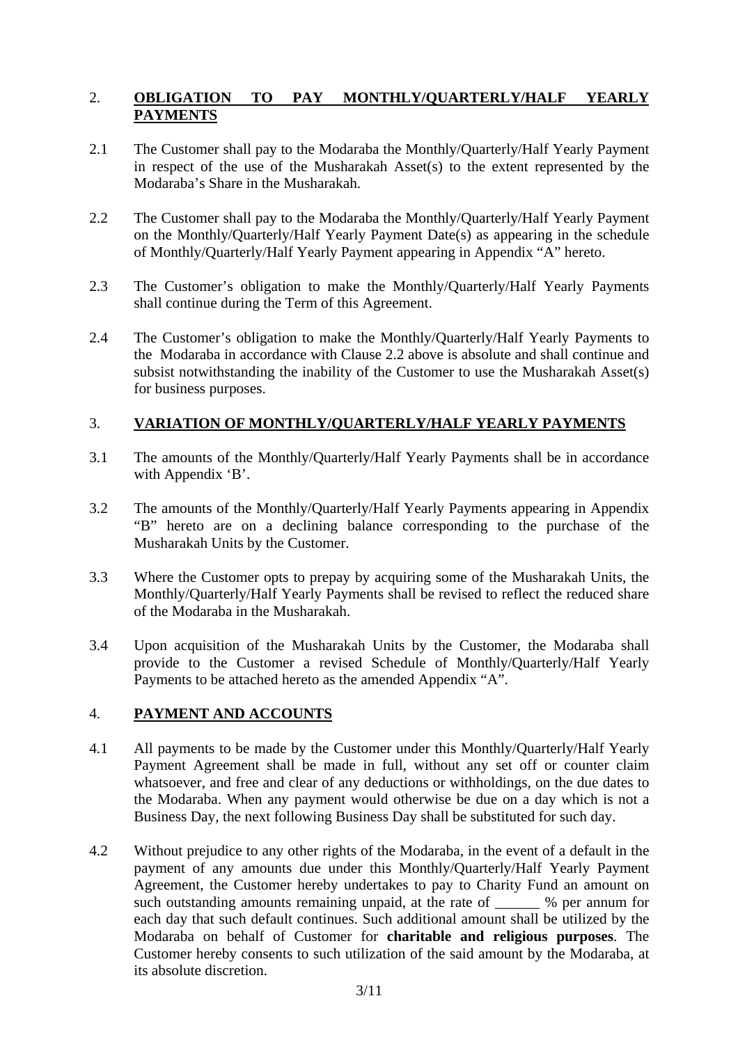## 2. **OBLIGATION TO PAY MONTHLY/QUARTERLY/HALF YEARLY PAYMENTS**

2.1 The Customer shall pay to the Modaraba the Monthly/Quarterly/Half Yearly Payment in respect of the use of the Musharakah Asset(s) to the extent represented by the Modaraba's Share in the Musharakah.

2.2 The Customer shall pay to the Modaraba the Monthly/Quarterly/Half Yearly Payment on the Monthly/Quarterly/Half Yearly Payment Date(s) as appearing in the schedule of Monthly/Quarterly/Half Yearly Payment appearing in Appendix "A" hereto.

2.3 The Customer's obligation to make the Monthly/Quarterly/Half Yearly Payments shall continue during the Term of this Agreement.

2.4 The Customer's obligation to make the Monthly/Quarterly/Half Yearly Payments to the Modaraba in accordance with Clause 2.2 above is absolute and shall continue and subsist notwithstanding the inability of the Customer to use the Musharakah Asset(s) for business purposes.

## 3. **VARIATION OF MONTHLY/QUARTERLY/HALF YEARLY PAYMENTS**

3.1 The amounts of the Monthly/Quarterly/Half Yearly Payments shall be in accordance with Appendix 'B'.

3.2 The amounts of the Monthly/Quarterly/Half Yearly Payments appearing in Appendix "B" hereto are on a declining balance corresponding to the purchase of the Musharakah Units by the Customer.

3.3 Where the Customer opts to prepay by acquiring some of the Musharakah Units, the Monthly/Quarterly/Half Yearly Payments shall be revised to reflect the reduced share of the Modaraba in the Musharakah.

3.4 Upon acquisition of the Musharakah Units by the Customer, the Modaraba shall provide to the Customer a revised Schedule of Monthly/Quarterly/Half Yearly Payments to be attached hereto as the amended Appendix "A".

## 4. **PAYMENT AND ACCOUNTS**

4.1 All payments to be made by the Customer under this Monthly/Quarterly/Half Yearly Payment Agreement shall be made in full, without any set off or counter claim whatsoever, and free and clear of any deductions or withholdings, on the due dates to the Modaraba. When any payment would otherwise be due on a day which is not a Business Day, the next following Business Day shall be substituted for such day.

4.2 Without prejudice to any other rights of the Modaraba, in the event of a default in the payment of any amounts due under this Monthly/Quarterly/Half Yearly Payment Agreement, the Customer hereby undertakes to pay to Charity Fund an amount on such outstanding amounts remaining unpaid, at the rate of ______ % per annum for each day that such default continues. Such additional amount shall be utilized by the Modaraba on behalf of Customer for **charitable and religious purposes**. The Customer hereby consents to such utilization of the said amount by the Modaraba, at its absolute discretion.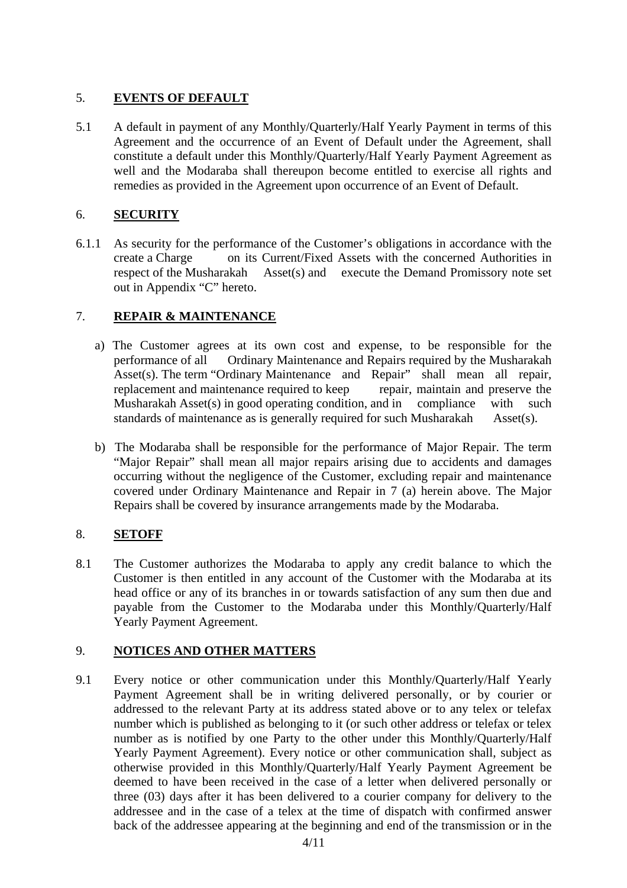## 5. **EVENTS OF DEFAULT**

5.1 A default in payment of any Monthly/Quarterly/Half Yearly Payment in terms of this Agreement and the occurrence of an Event of Default under the Agreement, shall constitute a default under this Monthly/Quarterly/Half Yearly Payment Agreement as well and the Modaraba shall thereupon become entitled to exercise all rights and remedies as provided in the Agreement upon occurrence of an Event of Default.

## 6. **SECURITY**

6.1.1 As security for the performance of the Customer's obligations in accordance with the create a Charge on its Current/Fixed Assets with the concerned Authorities in respect of the Musharakah Asset(s) and execute the Demand Promissory note set out in Appendix "C" hereto.

## 7. **REPAIR & MAINTENANCE**

a) The Customer agrees at its own cost and expense, to be responsible for the performance of all Ordinary Maintenance and Repairs required by the Musharakah Asset(s). The term "Ordinary Maintenance and Repair" shall mean all repair, replacement and maintenance required to keep repair, maintain and preserve the Musharakah Asset(s) in good operating condition, and in compliance with such standards of maintenance as is generally required for such Musharakah Asset(s).

b) The Modaraba shall be responsible for the performance of Major Repair. The term "Major Repair" shall mean all major repairs arising due to accidents and damages occurring without the negligence of the Customer, excluding repair and maintenance covered under Ordinary Maintenance and Repair in 7 (a) herein above. The Major Repairs shall be covered by insurance arrangements made by the Modaraba.

## 8. **SETOFF**

8.1 The Customer authorizes the Modaraba to apply any credit balance to which the Customer is then entitled in any account of the Customer with the Modaraba at its head office or any of its branches in or towards satisfaction of any sum then due and payable from the Customer to the Modaraba under this Monthly/Quarterly/Half Yearly Payment Agreement.

## 9. **NOTICES AND OTHER MATTERS**

9.1 Every notice or other communication under this Monthly/Quarterly/Half Yearly Payment Agreement shall be in writing delivered personally, or by courier or addressed to the relevant Party at its address stated above or to any telex or telefax number which is published as belonging to it (or such other address or telefax or telex number as is notified by one Party to the other under this Monthly/Quarterly/Half Yearly Payment Agreement). Every notice or other communication shall, subject as otherwise provided in this Monthly/Quarterly/Half Yearly Payment Agreement be deemed to have been received in the case of a letter when delivered personally or three (03) days after it has been delivered to a courier company for delivery to the addressee and in the case of a telex at the time of dispatch with confirmed answer back of the addressee appearing at the beginning and end of the transmission or in the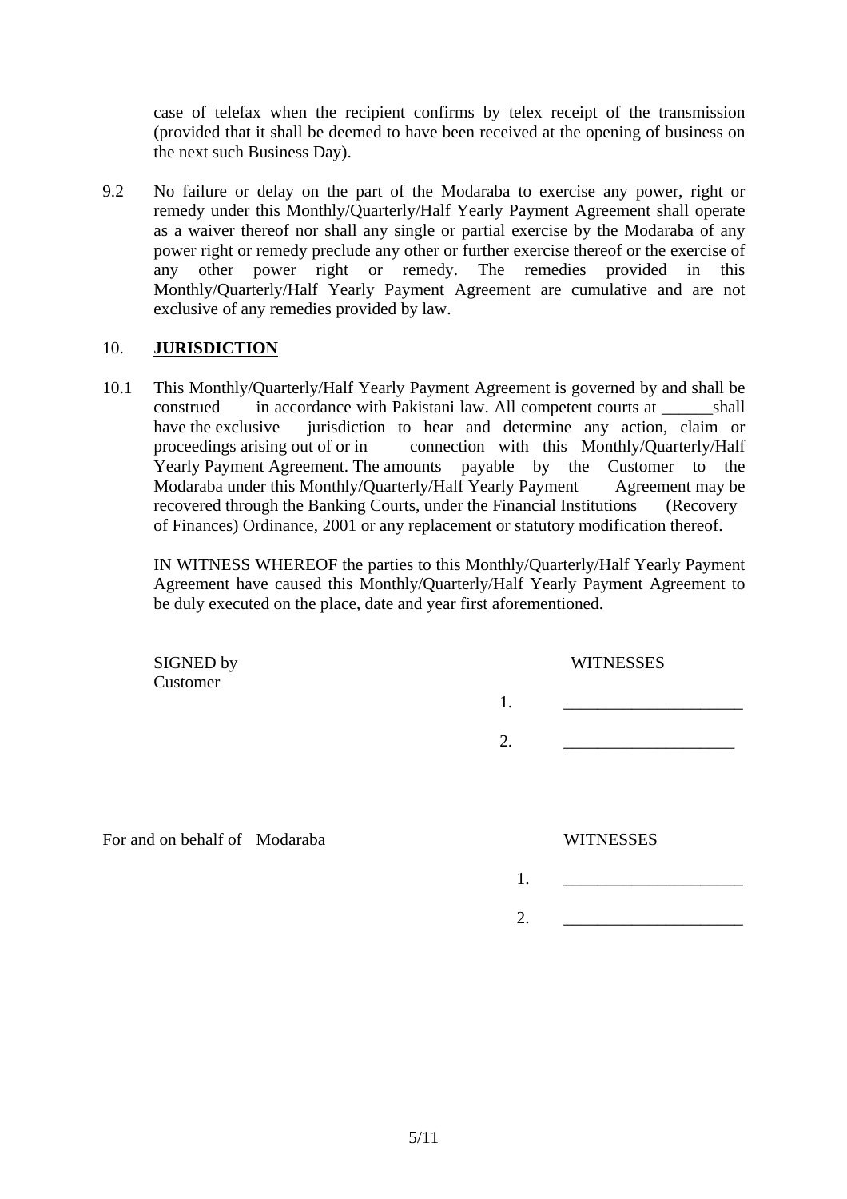case of telefax when the recipient confirms by telex receipt of the transmission (provided that it shall be deemed to have been received at the opening of business on the next such Business Day).

9.2 No failure or delay on the part of the Modaraba to exercise any power, right or remedy under this Monthly/Quarterly/Half Yearly Payment Agreement shall operate as a waiver thereof nor shall any single or partial exercise by the Modaraba of any power right or remedy preclude any other or further exercise thereof or the exercise of any other power right or remedy. The remedies provided in this Monthly/Quarterly/Half Yearly Payment Agreement are cumulative and are not exclusive of any remedies provided by law.

10. **JURISDICTION**

10.1 This Monthly/Quarterly/Half Yearly Payment Agreement is governed by and shall be construed in accordance with Pakistani law. All competent courts at ______shall have the exclusive jurisdiction to hear and determine any action, claim or proceedings arising out of or in connection with this Monthly/Quarterly/Half Yearly Payment Agreement. The amounts payable by the Customer to the Modaraba under this Monthly/Quarterly/Half Yearly Payment Agreement may be recovered through the Banking Courts, under the Financial Institutions (Recovery of Finances) Ordinance, 2001 or any replacement or statutory modification thereof.

IN WITNESS WHEREOF the parties to this Monthly/Quarterly/Half Yearly Payment Agreement have caused this Monthly/Quarterly/Half Yearly Payment Agreement to be duly executed on the place, date and year first aforementioned.

SIGNED by Customer

WITNESSES

1. ____________________

2. ____________________

For and on behalf of Modaraba

WITNESSES

1. ____________________

2. ____________________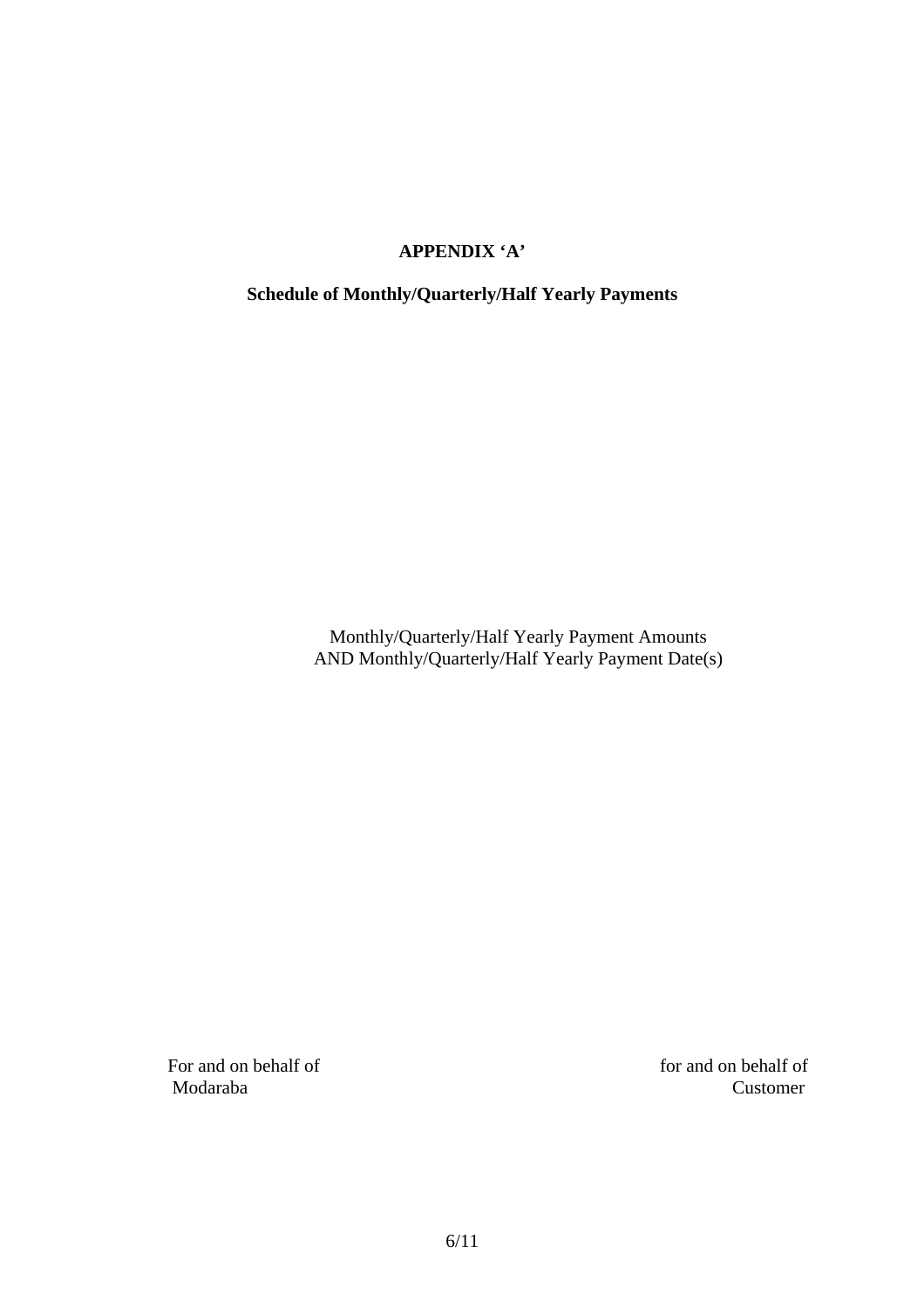**APPENDIX 'A'**

**Schedule of Monthly/Quarterly/Half Yearly Payments**

Monthly/Quarterly/Half Yearly Payment Amounts
AND Monthly/Quarterly/Half Yearly Payment Date(s)

For and on behalf of
Modaraba

for and on behalf of
Customer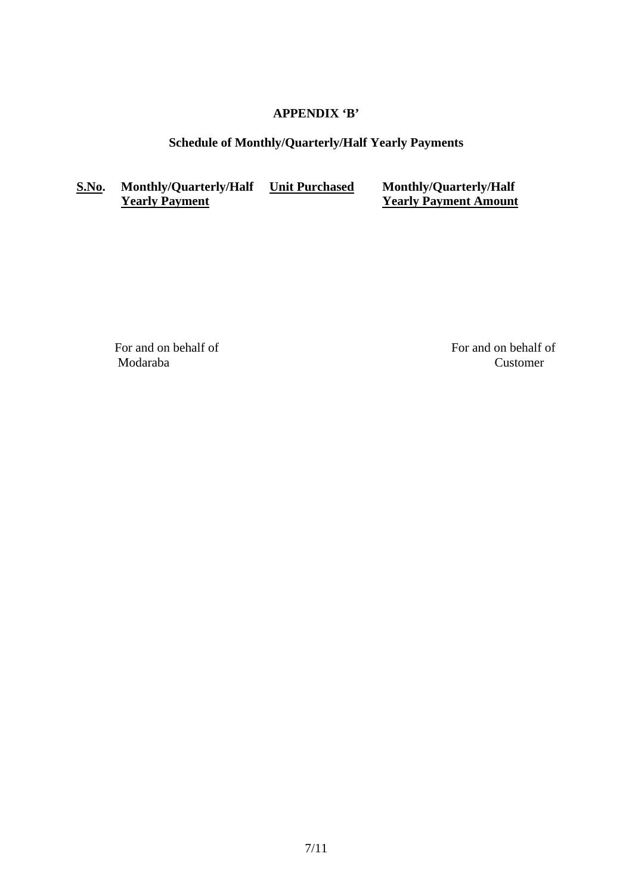# APPENDIX 'B'

## Schedule of Monthly/Quarterly/Half Yearly Payments

| S.No. | Monthly/Quarterly/Half Yearly Payment | Unit Purchased | Monthly/Quarterly/Half Yearly Payment Amount |
|---|---|---|---|

For and on behalf of
Modaraba

For and on behalf of
Customer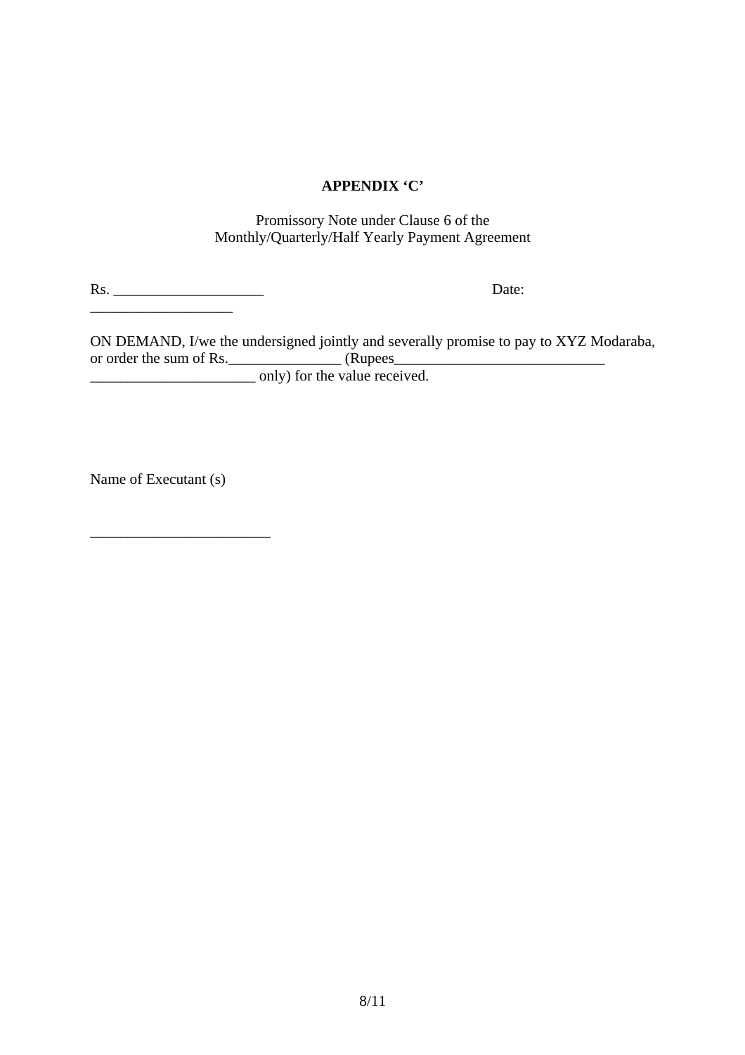**APPENDIX 'C'**

Promissory Note under Clause 6 of the Monthly/Quarterly/Half Yearly Payment Agreement

Rs. ____________________ Date: ___________________

ON DEMAND, I/we the undersigned jointly and severally promise to pay to XYZ Modaraba, or order the sum of Rs._______________ (Rupees____________________________ ______________________ only) for the value received.

Name of Executant (s)

________________________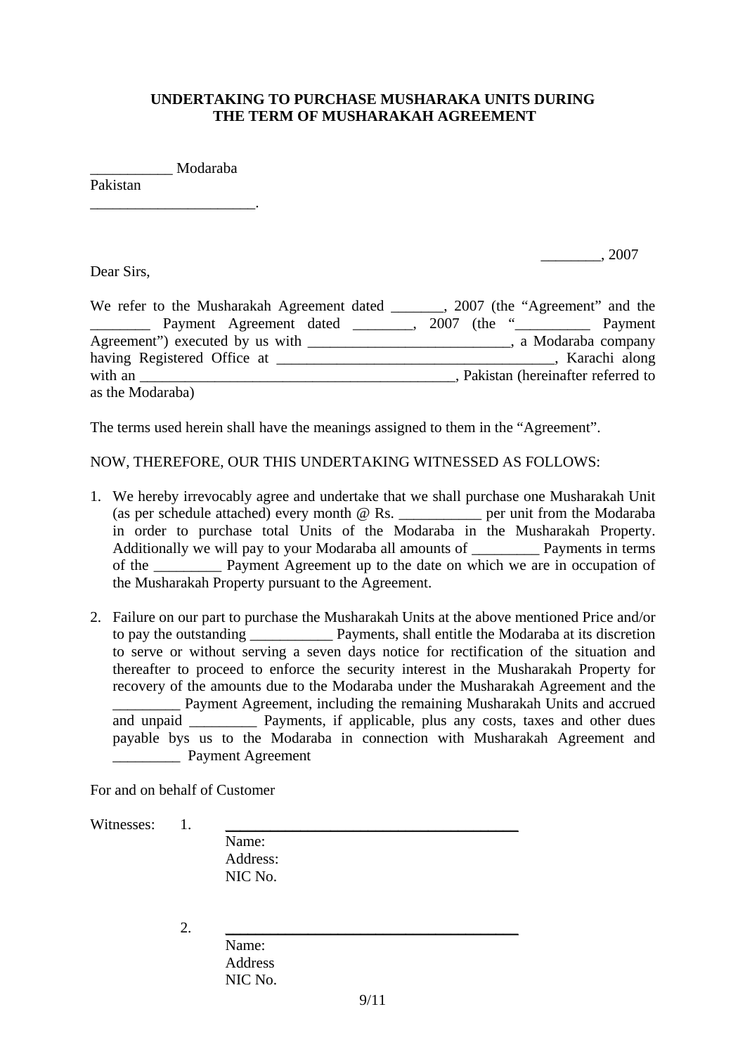**UNDERTAKING TO PURCHASE MUSHARAKA UNITS DURING THE TERM OF MUSHARAKAH AGREEMENT**

___________ Modaraba
Pakistan
______________________.

________, 2007

Dear Sirs,

We refer to the Musharakah Agreement dated _______, 2007 (the "Agreement" and the ________ Payment Agreement dated ________, 2007 (the "__________ Payment Agreement") executed by us with ___________________________, a Modaraba company having Registered Office at _____________________________________, Karachi along with an __________________________________________, Pakistan (hereinafter referred to as the Modaraba)

The terms used herein shall have the meanings assigned to them in the "Agreement".

NOW, THEREFORE, OUR THIS UNDERTAKING WITNESSED AS FOLLOWS:

1. We hereby irrevocably agree and undertake that we shall purchase one Musharakah Unit (as per schedule attached) every month @ Rs. ___________ per unit from the Modaraba in order to purchase total Units of the Modaraba in the Musharakah Property. Additionally we will pay to your Modaraba all amounts of _________ Payments in terms of the _________ Payment Agreement up to the date on which we are in occupation of the Musharakah Property pursuant to the Agreement.

2. Failure on our part to purchase the Musharakah Units at the above mentioned Price and/or to pay the outstanding ___________ Payments, shall entitle the Modaraba at its discretion to serve or without serving a seven days notice for rectification of the situation and thereafter to proceed to enforce the security interest in the Musharakah Property for recovery of the amounts due to the Modaraba under the Musharakah Agreement and the _________ Payment Agreement, including the remaining Musharakah Units and accrued and unpaid _________ Payments, if applicable, plus any costs, taxes and other dues payable bys us to the Modaraba in connection with Musharakah Agreement and _________ Payment Agreement

For and on behalf of Customer

Witnesses: 1. ________________________________________
Name:
Address:
NIC No.

2. ________________________________________
Name:
Address
NIC No.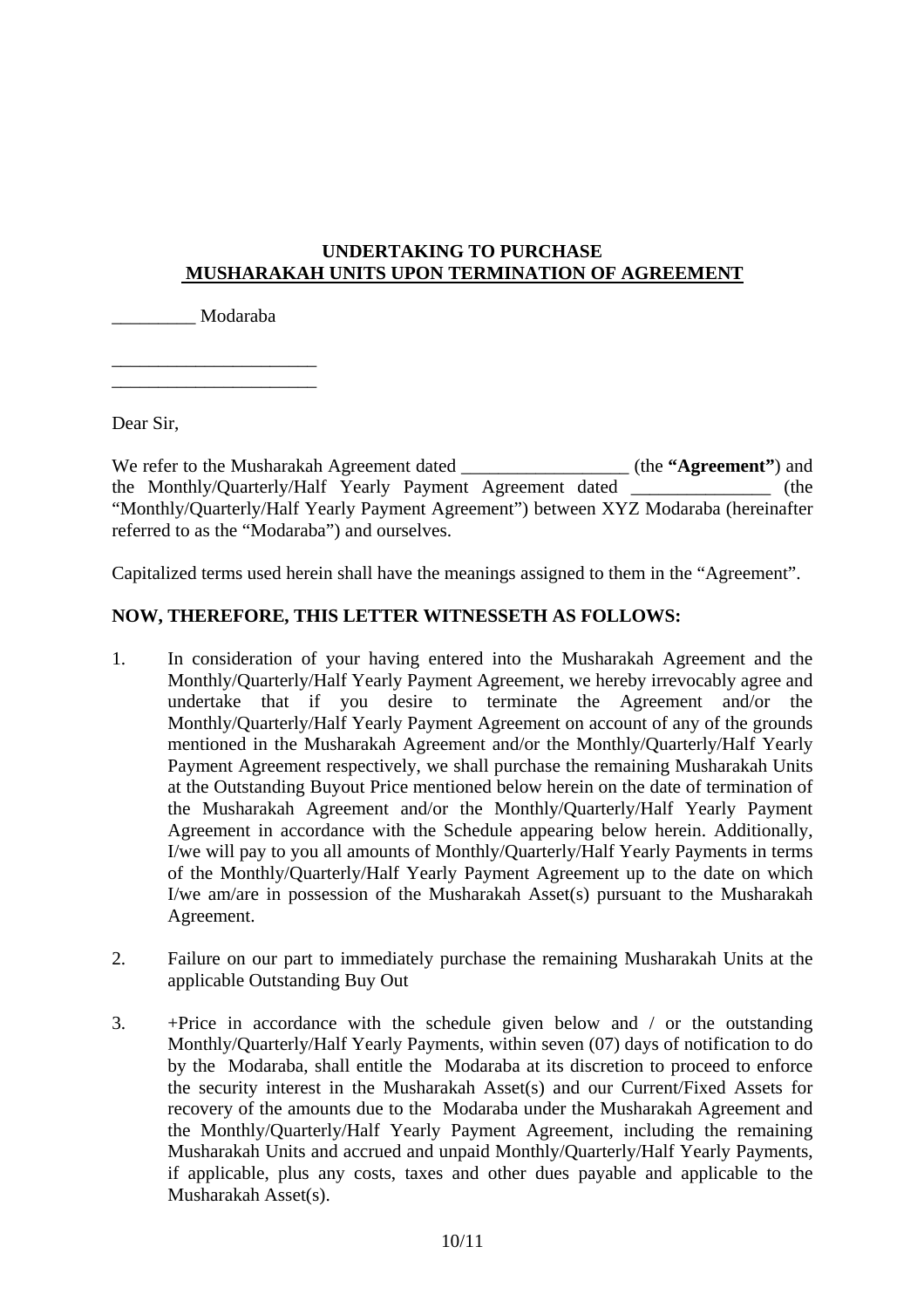**UNDERTAKING TO PURCHASE**
**MUSHARAKAH UNITS UPON TERMINATION OF AGREEMENT**

_________ Modaraba

______________________
______________________

Dear Sir,

We refer to the Musharakah Agreement dated __________________ (the **"Agreement"**) and the Monthly/Quarterly/Half Yearly Payment Agreement dated _______________ (the "Monthly/Quarterly/Half Yearly Payment Agreement") between XYZ Modaraba (hereinafter referred to as the "Modaraba") and ourselves.

Capitalized terms used herein shall have the meanings assigned to them in the "Agreement".

**NOW, THEREFORE, THIS LETTER WITNESSETH AS FOLLOWS:**

1. In consideration of your having entered into the Musharakah Agreement and the Monthly/Quarterly/Half Yearly Payment Agreement, we hereby irrevocably agree and undertake that if you desire to terminate the Agreement and/or the Monthly/Quarterly/Half Yearly Payment Agreement on account of any of the grounds mentioned in the Musharakah Agreement and/or the Monthly/Quarterly/Half Yearly Payment Agreement respectively, we shall purchase the remaining Musharakah Units at the Outstanding Buyout Price mentioned below herein on the date of termination of the Musharakah Agreement and/or the Monthly/Quarterly/Half Yearly Payment Agreement in accordance with the Schedule appearing below herein. Additionally, I/we will pay to you all amounts of Monthly/Quarterly/Half Yearly Payments in terms of the Monthly/Quarterly/Half Yearly Payment Agreement up to the date on which I/we am/are in possession of the Musharakah Asset(s) pursuant to the Musharakah Agreement.

2. Failure on our part to immediately purchase the remaining Musharakah Units at the applicable Outstanding Buy Out

3. +Price in accordance with the schedule given below and / or the outstanding Monthly/Quarterly/Half Yearly Payments, within seven (07) days of notification to do by the Modaraba, shall entitle the Modaraba at its discretion to proceed to enforce the security interest in the Musharakah Asset(s) and our Current/Fixed Assets for recovery of the amounts due to the Modaraba under the Musharakah Agreement and the Monthly/Quarterly/Half Yearly Payment Agreement, including the remaining Musharakah Units and accrued and unpaid Monthly/Quarterly/Half Yearly Payments, if applicable, plus any costs, taxes and other dues payable and applicable to the Musharakah Asset(s).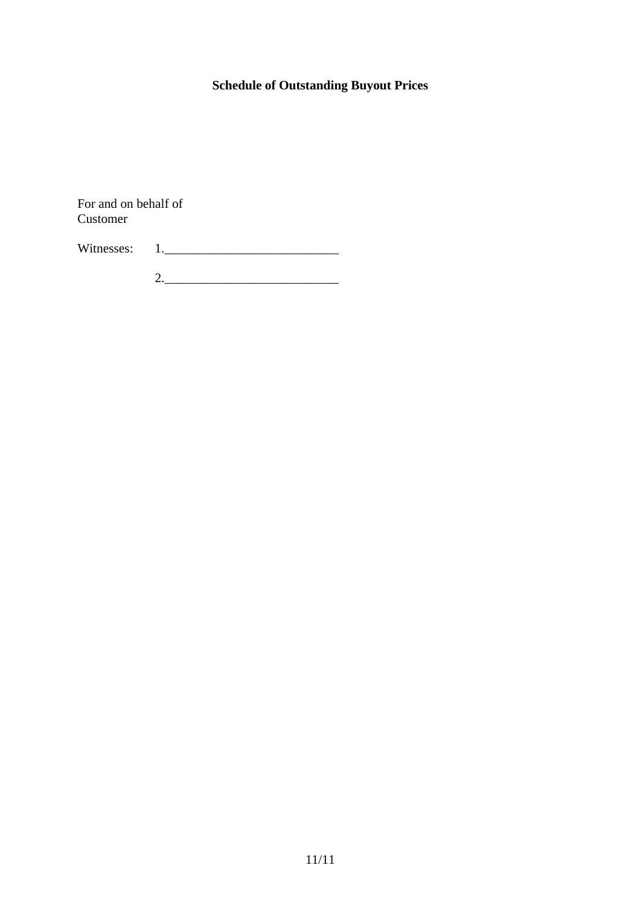**Schedule of Outstanding Buyout Prices**

For and on behalf of
Customer

Witnesses: 1.___________________________

2.___________________________